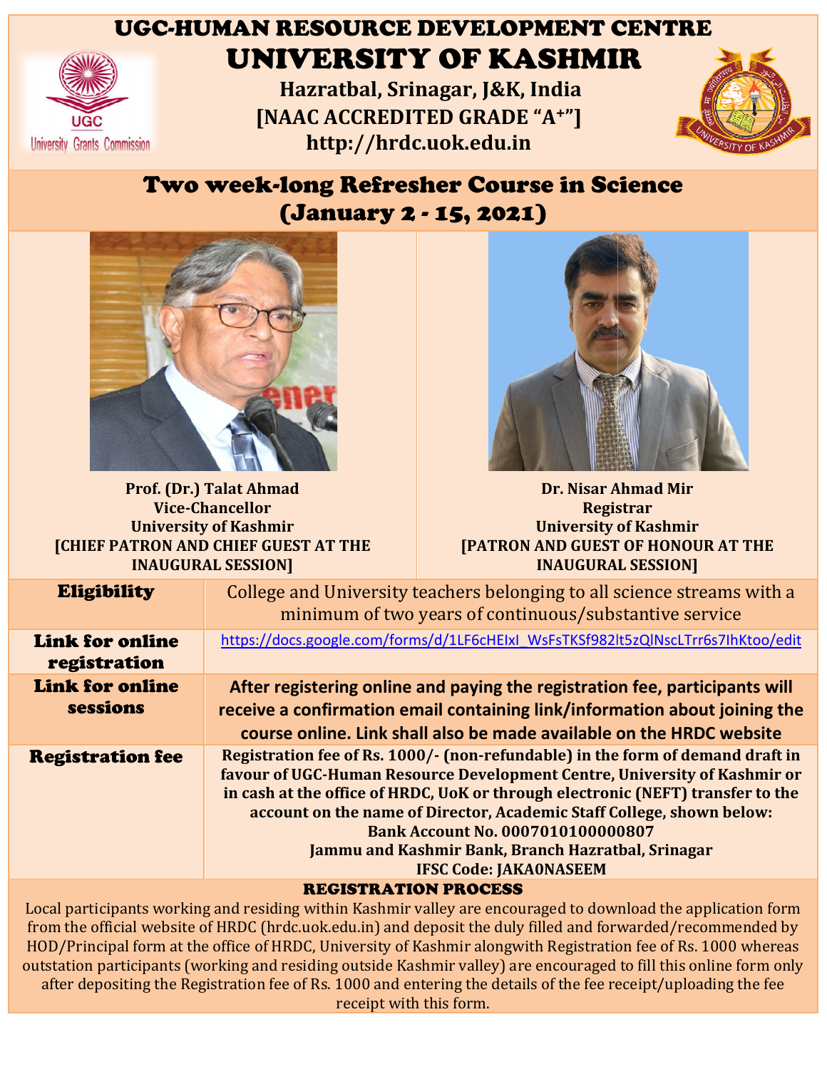# UGC-HUMAN RESOURCE DEVELOPMENT CENTRE

# UNIVERSITY OF KASHMIR

**Hazratbal, Srinagar, J&K, India**
**[NAAC ACCREDITED GRADE "A+"]**
**http://hrdc.uok.edu.in**

## Two week-long Refresher Course in Science (January 2 - 15, 2021)

**Prof. (Dr.) Talat Ahmad**
**Vice-Chancellor**
**University of Kashmir**
**[CHIEF PATRON AND CHIEF GUEST AT THE INAUGURAL SESSION]**

**Dr. Nisar Ahmad Mir**
**Registrar**
**University of Kashmir**
**[PATRON AND GUEST OF HONOUR AT THE INAUGURAL SESSION]**

| | |
|---|---|
| **Eligibility** | College and University teachers belonging to all science streams with a minimum of two years of continuous/substantive service |
| **Link for online registration** | https://docs.google.com/forms/d/1LF6cHEIxI_WsFsTKSf982lt5zQlNscLTrr6s7IhKtoo/edit |
| **Link for online sessions** | **After registering online and paying the registration fee, participants will receive a confirmation email containing link/information about joining the course online. Link shall also be made available on the HRDC website** |
| **Registration fee** | **Registration fee of Rs. 1000/- (non-refundable) in the form of demand draft in favour of UGC-Human Resource Development Centre, University of Kashmir or in cash at the office of HRDC, UoK or through electronic (NEFT) transfer to the account on the name of Director, Academic Staff College, shown below: Bank Account No. 0007010100000807 Jammu and Kashmir Bank, Branch Hazratbal, Srinagar IFSC Code: JAKA0NASEEM** |

### REGISTRATION PROCESS

Local participants working and residing within Kashmir valley are encouraged to download the application form from the official website of HRDC (hrdc.uok.edu.in) and deposit the duly filled and forwarded/recommended by HOD/Principal form at the office of HRDC, University of Kashmir alongwith Registration fee of Rs. 1000 whereas outstation participants (working and residing outside Kashmir valley) are encouraged to fill this online form only after depositing the Registration fee of Rs. 1000 and entering the details of the fee receipt/uploading the fee receipt with this form.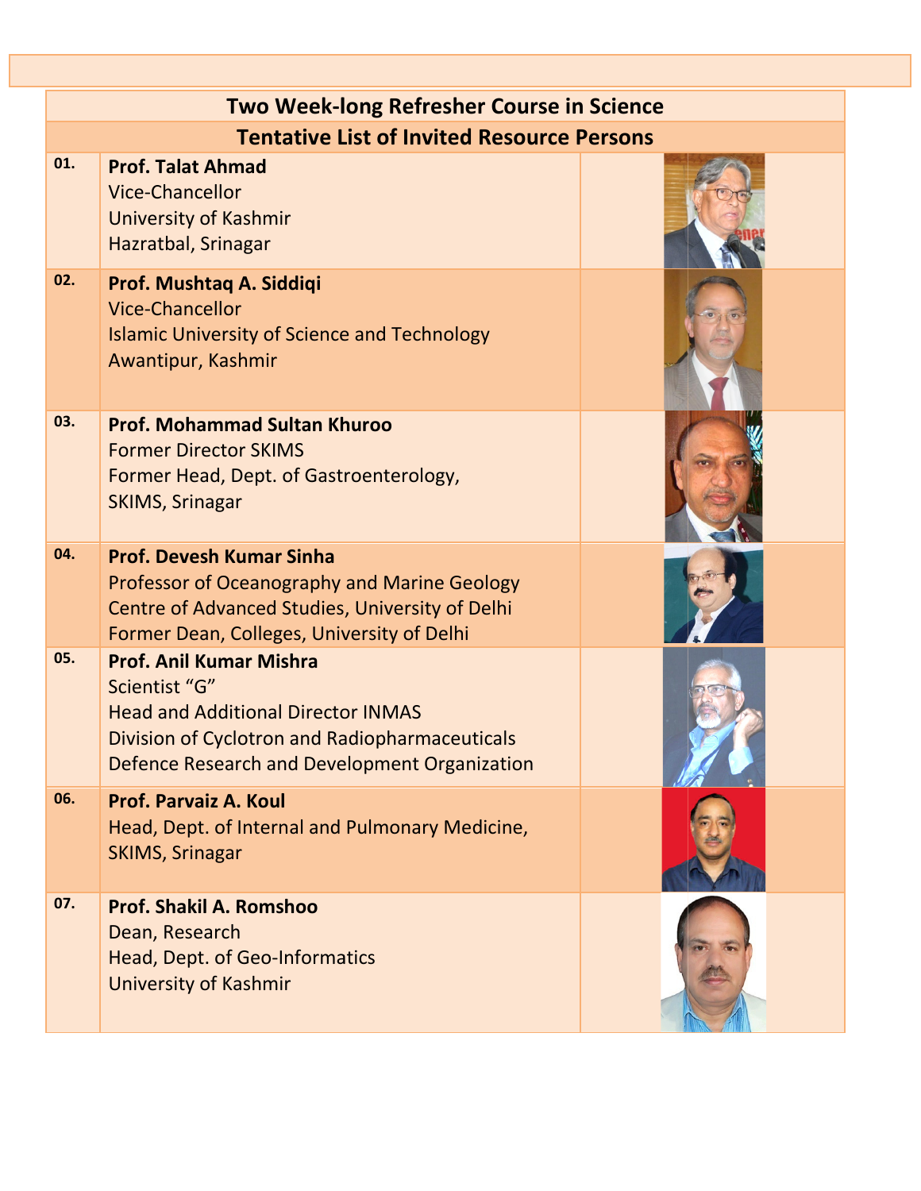| Two Week-long Refresher Course in Science | | |
|---|---|---|
| **Tentative List of Invited Resource Persons** | | |
| 01. | **Prof. Talat Ahmad**<br>Vice-Chancellor<br>University of Kashmir<br>Hazratbal, Srinagar | |
| 02. | **Prof. Mushtaq A. Siddiqi**<br>Vice-Chancellor<br>Islamic University of Science and Technology<br>Awantipur, Kashmir | |
| 03. | **Prof. Mohammad Sultan Khuroo**<br>Former Director SKIMS<br>Former Head, Dept. of Gastroenterology,<br>SKIMS, Srinagar | |
| 04. | **Prof. Devesh Kumar Sinha**<br>Professor of Oceanography and Marine Geology<br>Centre of Advanced Studies, University of Delhi<br>Former Dean, Colleges, University of Delhi | |
| 05. | **Prof. Anil Kumar Mishra**<br>Scientist "G"<br>Head and Additional Director INMAS<br>Division of Cyclotron and Radiopharmaceuticals<br>Defence Research and Development Organization | |
| 06. | **Prof. Parvaiz A. Koul**<br>Head, Dept. of Internal and Pulmonary Medicine,<br>SKIMS, Srinagar | |
| 07. | **Prof. Shakil A. Romshoo**<br>Dean, Research<br>Head, Dept. of Geo-Informatics<br>University of Kashmir | |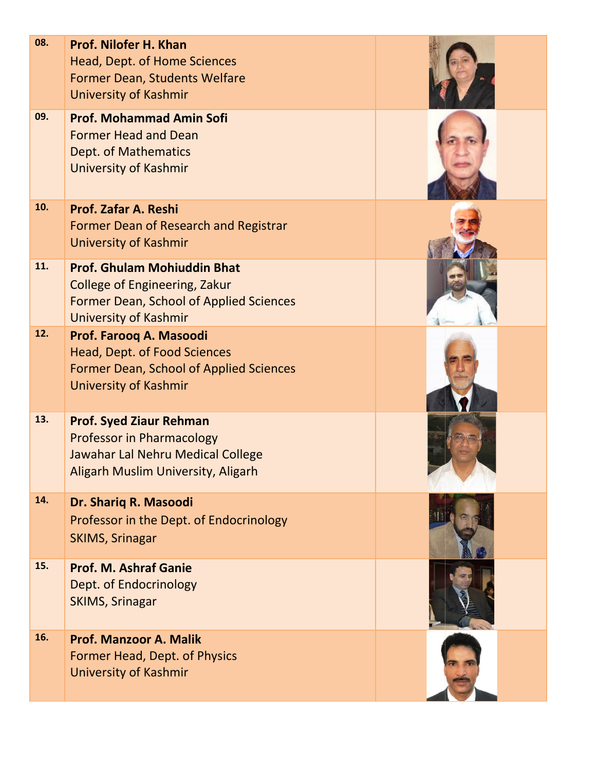| | | |
|---|---|---|
| 08. | **Prof. Nilofer H. Khan**<br>Head, Dept. of Home Sciences<br>Former Dean, Students Welfare<br>University of Kashmir | |
| 09. | **Prof. Mohammad Amin Sofi**<br>Former Head and Dean<br>Dept. of Mathematics<br>University of Kashmir | |
| 10. | **Prof. Zafar A. Reshi**<br>Former Dean of Research and Registrar<br>University of Kashmir | |
| 11. | **Prof. Ghulam Mohiuddin Bhat**<br>College of Engineering, Zakur<br>Former Dean, School of Applied Sciences<br>University of Kashmir | |
| 12. | **Prof. Farooq A. Masoodi**<br>Head, Dept. of Food Sciences<br>Former Dean, School of Applied Sciences<br>University of Kashmir | |
| 13. | **Prof. Syed Ziaur Rehman**<br>Professor in Pharmacology<br>Jawahar Lal Nehru Medical College<br>Aligarh Muslim University, Aligarh | |
| 14. | **Dr. Shariq R. Masoodi**<br>Professor in the Dept. of Endocrinology<br>SKIMS, Srinagar | |
| 15. | **Prof. M. Ashraf Ganie**<br>Dept. of Endocrinology<br>SKIMS, Srinagar | |
| 16. | **Prof. Manzoor A. Malik**<br>Former Head, Dept. of Physics<br>University of Kashmir | |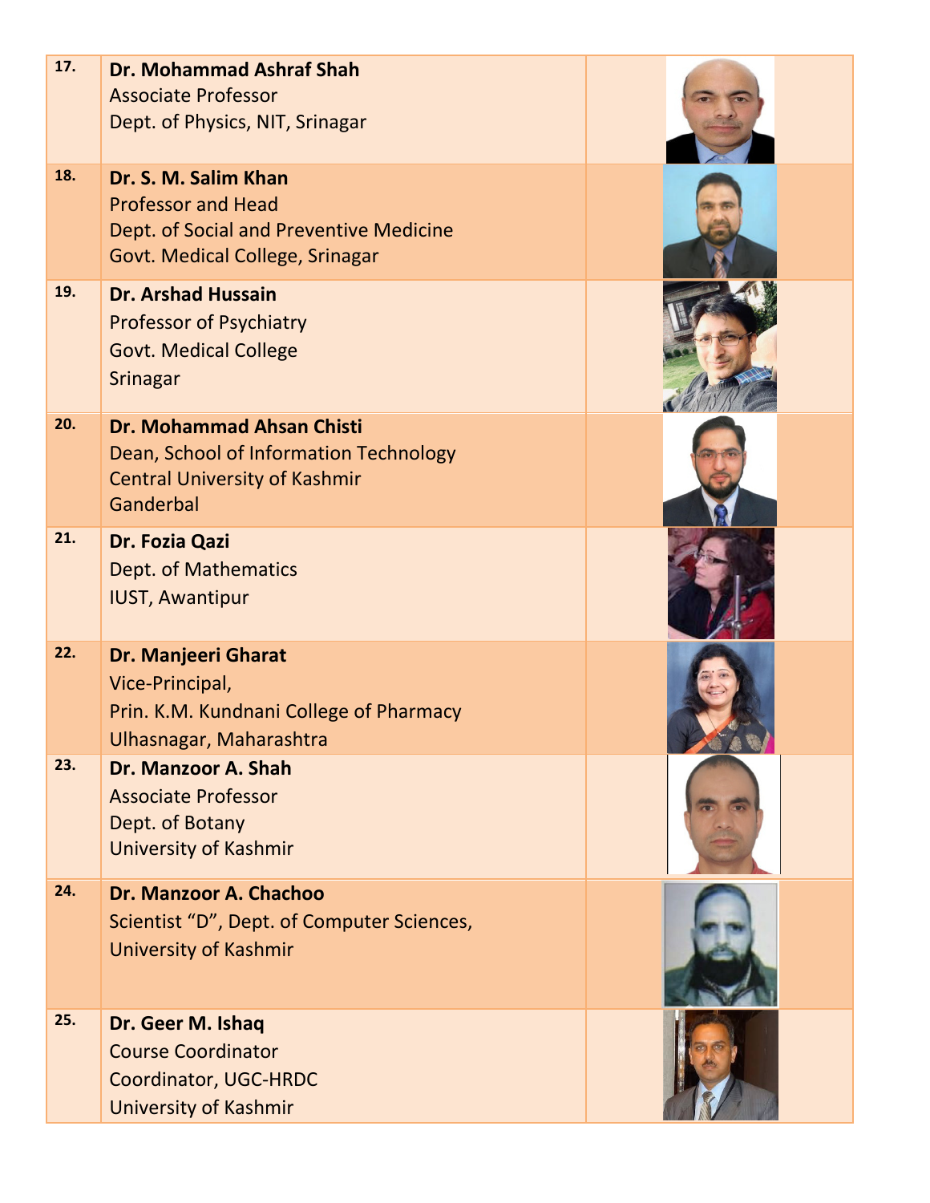| | | |
|---|---|---|
| **17.** | **Dr. Mohammad Ashraf Shah**<br>Associate Professor<br>Dept. of Physics, NIT, Srinagar | |
| **18.** | **Dr. S. M. Salim Khan**<br>Professor and Head<br>Dept. of Social and Preventive Medicine<br>Govt. Medical College, Srinagar | |
| **19.** | **Dr. Arshad Hussain**<br>Professor of Psychiatry<br>Govt. Medical College<br>Srinagar | |
| **20.** | **Dr. Mohammad Ahsan Chisti**<br>Dean, School of Information Technology<br>Central University of Kashmir<br>Ganderbal | |
| **21.** | **Dr. Fozia Qazi**<br>Dept. of Mathematics<br>IUST, Awantipur | |
| **22.** | **Dr. Manjeeri Gharat**<br>Vice-Principal,<br>Prin. K.M. Kundnani College of Pharmacy<br>Ulhasnagar, Maharashtra | |
| **23.** | **Dr. Manzoor A. Shah**<br>Associate Professor<br>Dept. of Botany<br>University of Kashmir | |
| **24.** | **Dr. Manzoor A. Chachoo**<br>Scientist "D", Dept. of Computer Sciences,<br>University of Kashmir | |
| **25.** | **Dr. Geer M. Ishaq**<br>Course Coordinator<br>Coordinator, UGC-HRDC<br>University of Kashmir | |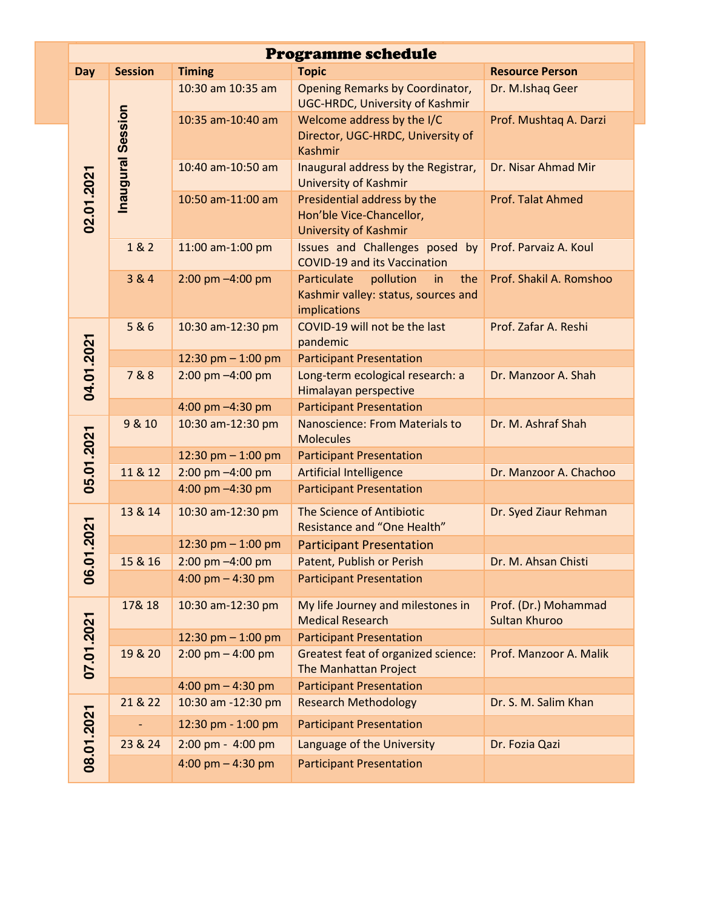# Programme schedule

| Day | Session | Timing | Topic | Resource Person |
|---|---|---|---|---|
| 02.01.2021 | Inaugural Session | 10:30 am 10:35 am | Opening Remarks by Coordinator, UGC-HRDC, University of Kashmir | Dr. M.Ishaq Geer |
| | | 10:35 am-10:40 am | Welcome address by the I/C Director, UGC-HRDC, University of Kashmir | Prof. Mushtaq A. Darzi |
| | | 10:40 am-10:50 am | Inaugural address by the Registrar, University of Kashmir | Dr. Nisar Ahmad Mir |
| | | 10:50 am-11:00 am | Presidential address by the Hon'ble Vice-Chancellor, University of Kashmir | Prof. Talat Ahmed |
| | 1 & 2 | 11:00 am-1:00 pm | Issues and Challenges posed by COVID-19 and its Vaccination | Prof. Parvaiz A. Koul |
| | 3 & 4 | 2:00 pm –4:00 pm | Particulate pollution in the Kashmir valley: status, sources and implications | Prof. Shakil A. Romshoo |
| 04.01.2021 | 5 & 6 | 10:30 am-12:30 pm | COVID-19 will not be the last pandemic | Prof. Zafar A. Reshi |
| | | 12:30 pm – 1:00 pm | Participant Presentation | |
| | 7 & 8 | 2:00 pm –4:00 pm | Long-term ecological research: a Himalayan perspective | Dr. Manzoor A. Shah |
| | | 4:00 pm –4:30 pm | Participant Presentation | |
| 05.01.2021 | 9 & 10 | 10:30 am-12:30 pm | Nanoscience: From Materials to Molecules | Dr. M. Ashraf Shah |
| | | 12:30 pm – 1:00 pm | Participant Presentation | |
| | 11 & 12 | 2:00 pm –4:00 pm | Artificial Intelligence | Dr. Manzoor A. Chachoo |
| | | 4:00 pm –4:30 pm | Participant Presentation | |
| 06.01.2021 | 13 & 14 | 10:30 am-12:30 pm | The Science of Antibiotic Resistance and "One Health" | Dr. Syed Ziaur Rehman |
| | | 12:30 pm – 1:00 pm | Participant Presentation | |
| | 15 & 16 | 2:00 pm –4:00 pm | Patent, Publish or Perish | Dr. M. Ahsan Chisti |
| | | 4:00 pm – 4:30 pm | Participant Presentation | |
| 07.01.2021 | 17& 18 | 10:30 am-12:30 pm | My life Journey and milestones in Medical Research | Prof. (Dr.) Mohammad Sultan Khuroo |
| | | 12:30 pm – 1:00 pm | Participant Presentation | |
| | 19 & 20 | 2:00 pm – 4:00 pm | Greatest feat of organized science: The Manhattan Project | Prof. Manzoor A. Malik |
| | | 4:00 pm – 4:30 pm | Participant Presentation | |
| 08.01.2021 | 21 & 22 | 10:30 am -12:30 pm | Research Methodology | Dr. S. M. Salim Khan |
| | - | 12:30 pm - 1:00 pm | Participant Presentation | |
| | 23 & 24 | 2:00 pm - 4:00 pm | Language of the University | Dr. Fozia Qazi |
| | | 4:00 pm – 4:30 pm | Participant Presentation | |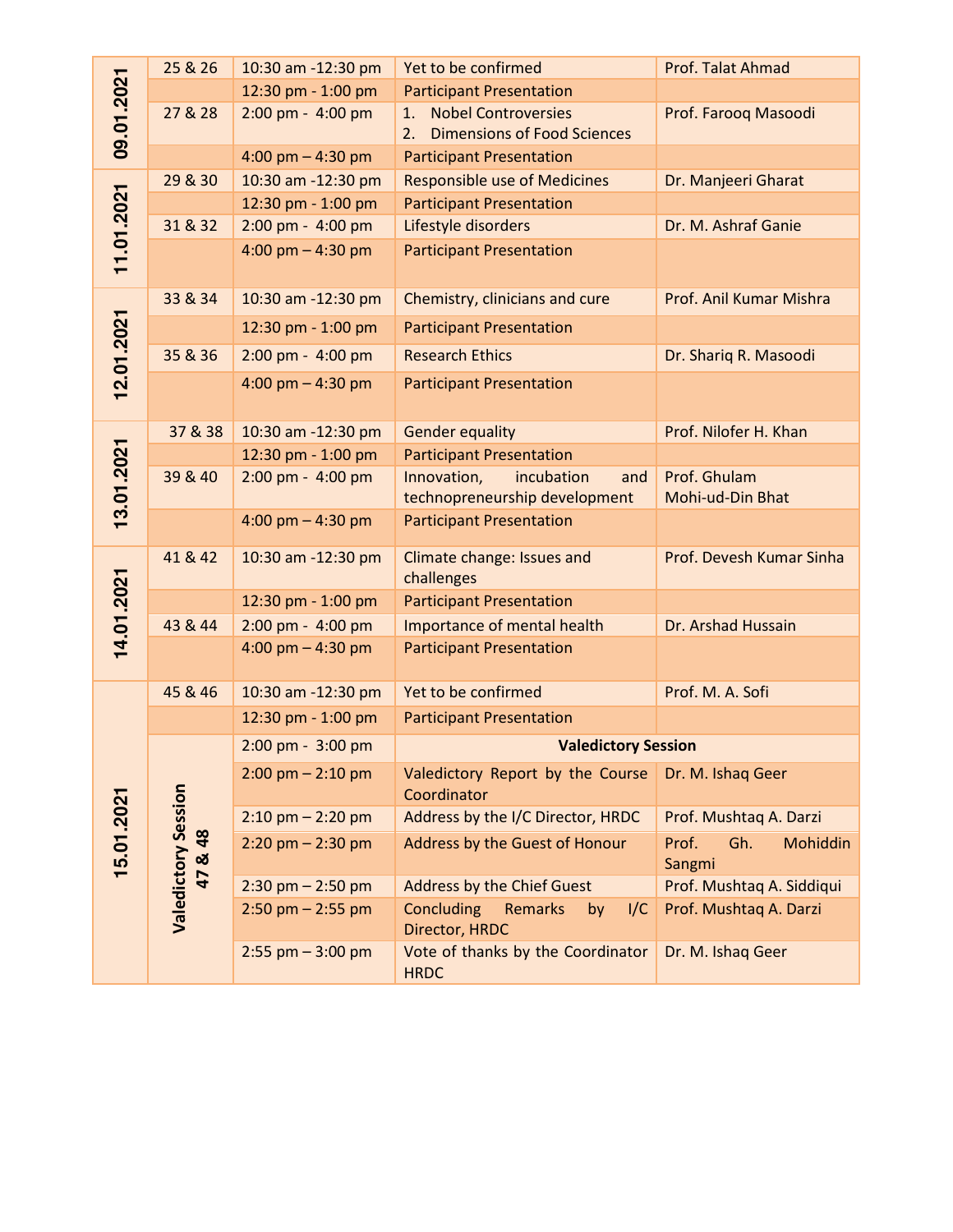| Date | Session | Time | Topic | Resource Person |
|---|---|---|---|---|
| 09.01.2021 | 25 & 26 | 10:30 am -12:30 pm | Yet to be confirmed | Prof. Talat Ahmad |
| | | 12:30 pm - 1:00 pm | Participant Presentation | |
| | 27 & 28 | 2:00 pm - 4:00 pm | 1. Nobel Controversies<br>2. Dimensions of Food Sciences | Prof. Farooq Masoodi |
| | | 4:00 pm – 4:30 pm | Participant Presentation | |
| 11.01.2021 | 29 & 30 | 10:30 am -12:30 pm | Responsible use of Medicines | Dr. Manjeeri Gharat |
| | | 12:30 pm - 1:00 pm | Participant Presentation | |
| | 31 & 32 | 2:00 pm - 4:00 pm | Lifestyle disorders | Dr. M. Ashraf Ganie |
| | | 4:00 pm – 4:30 pm | Participant Presentation | |
| 12.01.2021 | 33 & 34 | 10:30 am -12:30 pm | Chemistry, clinicians and cure | Prof. Anil Kumar Mishra |
| | | 12:30 pm - 1:00 pm | Participant Presentation | |
| | 35 & 36 | 2:00 pm - 4:00 pm | Research Ethics | Dr. Shariq R. Masoodi |
| | | 4:00 pm – 4:30 pm | Participant Presentation | |
| 13.01.2021 | 37 & 38 | 10:30 am -12:30 pm | Gender equality | Prof. Nilofer H. Khan |
| | | 12:30 pm - 1:00 pm | Participant Presentation | |
| | 39 & 40 | 2:00 pm - 4:00 pm | Innovation, incubation and technopreneurship development | Prof. Ghulam Mohi-ud-Din Bhat |
| | | 4:00 pm – 4:30 pm | Participant Presentation | |
| 14.01.2021 | 41 & 42 | 10:30 am -12:30 pm | Climate change: Issues and challenges | Prof. Devesh Kumar Sinha |
| | | 12:30 pm - 1:00 pm | Participant Presentation | |
| | 43 & 44 | 2:00 pm - 4:00 pm | Importance of mental health | Dr. Arshad Hussain |
| | | 4:00 pm – 4:30 pm | Participant Presentation | |
| 15.01.2021 | 45 & 46 | 10:30 am -12:30 pm | Yet to be confirmed | Prof. M. A. Sofi |
| | | 12:30 pm - 1:00 pm | Participant Presentation | |
| | Valedictory Session 47 & 48 | 2:00 pm - 3:00 pm | **Valedictory Session** | |
| | | 2:00 pm – 2:10 pm | Valedictory Report by the Course Coordinator | Dr. M. Ishaq Geer |
| | | 2:10 pm – 2:20 pm | Address by the I/C Director, HRDC | Prof. Mushtaq A. Darzi |
| | | 2:20 pm – 2:30 pm | Address by the Guest of Honour | Prof. Gh. Mohiddin Sangmi |
| | | 2:30 pm – 2:50 pm | Address by the Chief Guest | Prof. Mushtaq A. Siddiqui |
| | | 2:50 pm – 2:55 pm | Concluding Remarks by I/C Director, HRDC | Prof. Mushtaq A. Darzi |
| | | 2:55 pm – 3:00 pm | Vote of thanks by the Coordinator HRDC | Dr. M. Ishaq Geer |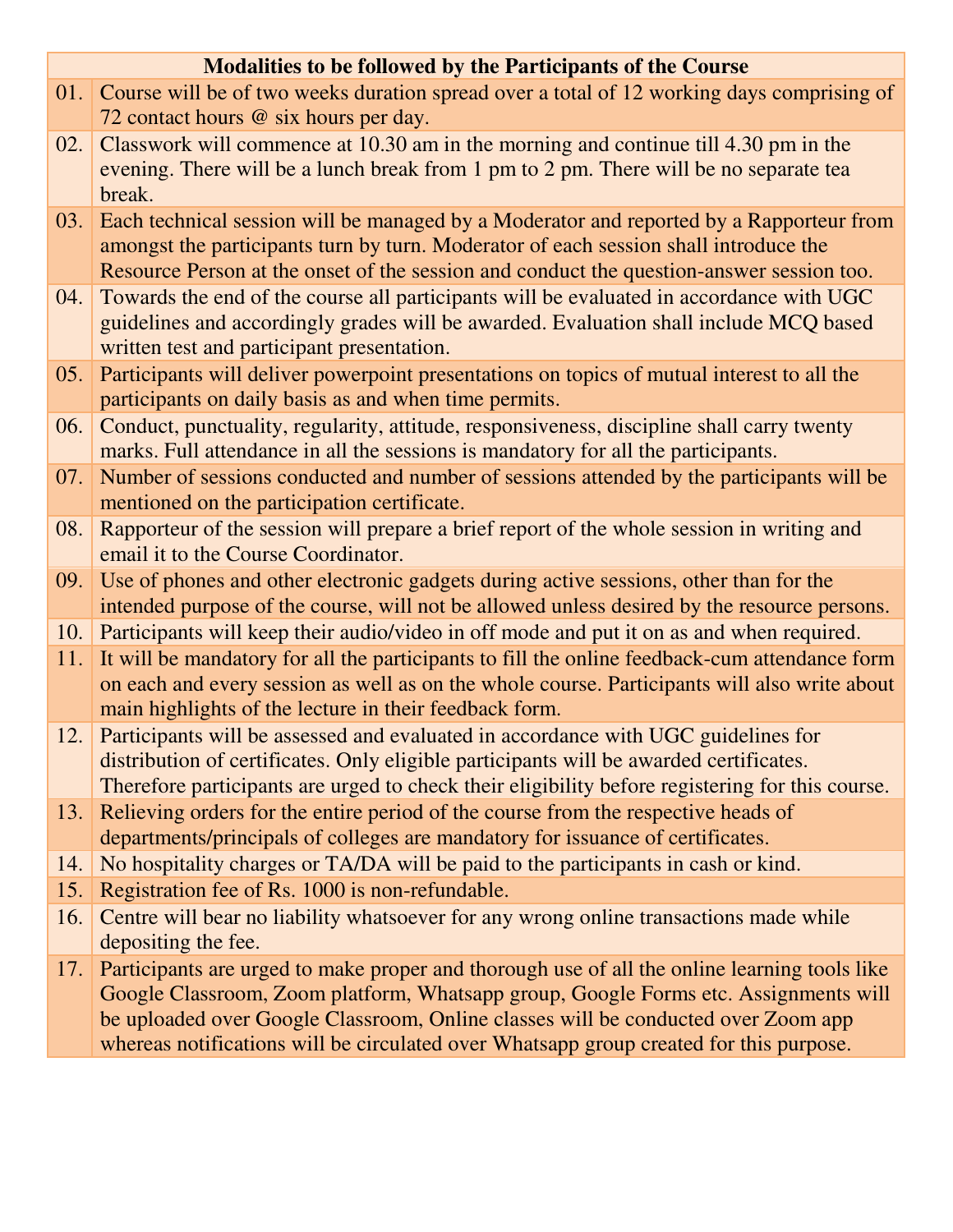| Modalities to be followed by the Participants of the Course | |
|---|---|
| 01. | Course will be of two weeks duration spread over a total of 12 working days comprising of 72 contact hours @ six hours per day. |
| 02. | Classwork will commence at 10.30 am in the morning and continue till 4.30 pm in the evening. There will be a lunch break from 1 pm to 2 pm. There will be no separate tea break. |
| 03. | Each technical session will be managed by a Moderator and reported by a Rapporteur from amongst the participants turn by turn. Moderator of each session shall introduce the Resource Person at the onset of the session and conduct the question-answer session too. |
| 04. | Towards the end of the course all participants will be evaluated in accordance with UGC guidelines and accordingly grades will be awarded. Evaluation shall include MCQ based written test and participant presentation. |
| 05. | Participants will deliver powerpoint presentations on topics of mutual interest to all the participants on daily basis as and when time permits. |
| 06. | Conduct, punctuality, regularity, attitude, responsiveness, discipline shall carry twenty marks. Full attendance in all the sessions is mandatory for all the participants. |
| 07. | Number of sessions conducted and number of sessions attended by the participants will be mentioned on the participation certificate. |
| 08. | Rapporteur of the session will prepare a brief report of the whole session in writing and email it to the Course Coordinator. |
| 09. | Use of phones and other electronic gadgets during active sessions, other than for the intended purpose of the course, will not be allowed unless desired by the resource persons. |
| 10. | Participants will keep their audio/video in off mode and put it on as and when required. |
| 11. | It will be mandatory for all the participants to fill the online feedback-cum attendance form on each and every session as well as on the whole course. Participants will also write about main highlights of the lecture in their feedback form. |
| 12. | Participants will be assessed and evaluated in accordance with UGC guidelines for distribution of certificates. Only eligible participants will be awarded certificates. Therefore participants are urged to check their eligibility before registering for this course. |
| 13. | Relieving orders for the entire period of the course from the respective heads of departments/principals of colleges are mandatory for issuance of certificates. |
| 14. | No hospitality charges or TA/DA will be paid to the participants in cash or kind. |
| 15. | Registration fee of Rs. 1000 is non-refundable. |
| 16. | Centre will bear no liability whatsoever for any wrong online transactions made while depositing the fee. |
| 17. | Participants are urged to make proper and thorough use of all the online learning tools like Google Classroom, Zoom platform, Whatsapp group, Google Forms etc. Assignments will be uploaded over Google Classroom, Online classes will be conducted over Zoom app whereas notifications will be circulated over Whatsapp group created for this purpose. |